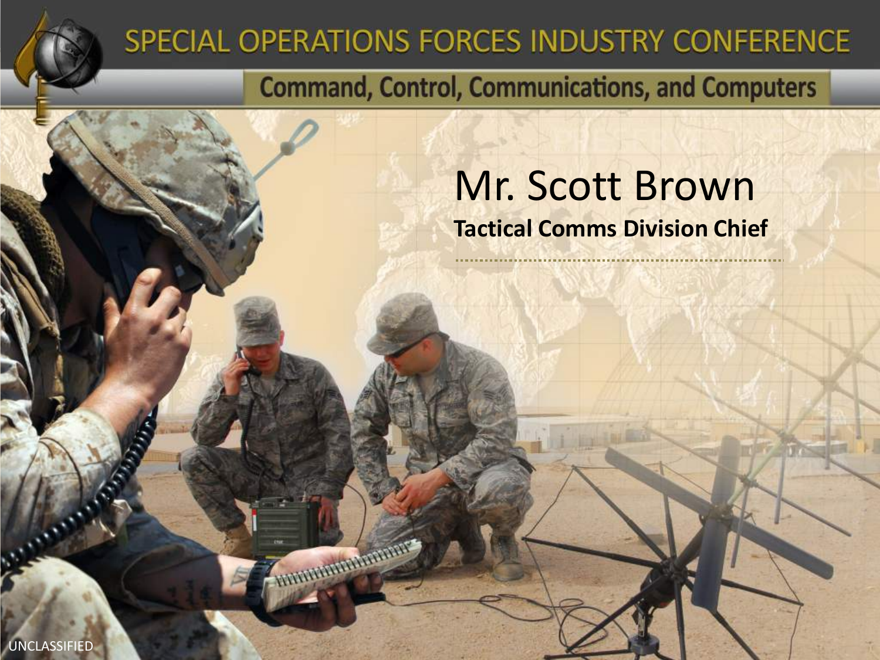# SPECIAL OPERATIONS FORCES INDUSTRY CONFERENCE

## Command, Control, Communications, and Computers

# Mr. Scott Brown

**Tactical Comms Division Chief**

UNCLASSIFIED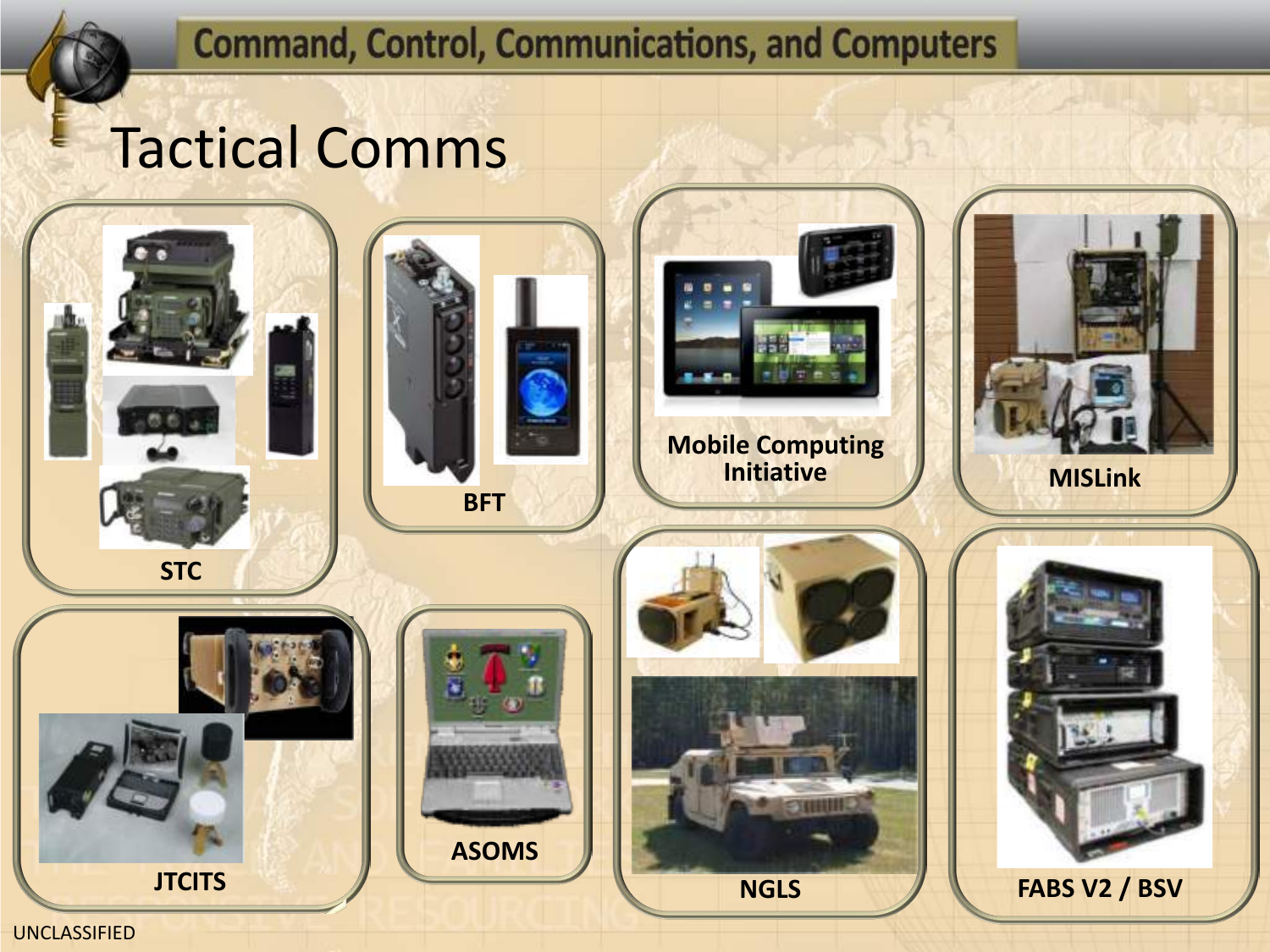# Command, Control, Communications, and Computers

## Tactical Comms

- STC
- BFT
- Mobile Computing Initiative
- MISLink
- JTCITS
- ASOMS
- NGLS
- FABS V2 / BSV

UNCLASSIFIED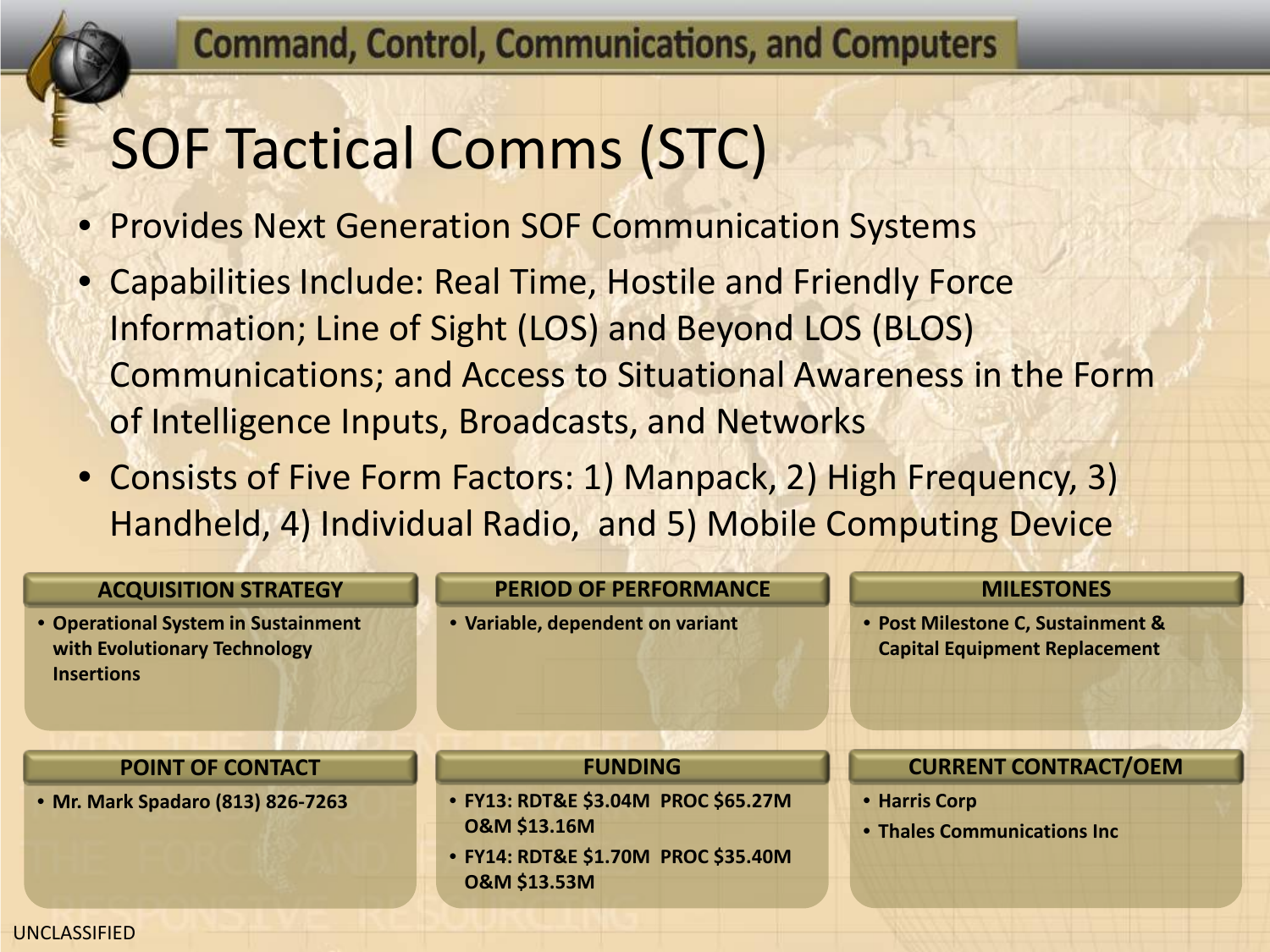Command, Control, Communications, and Computers

# SOF Tactical Comms (STC)

- Provides Next Generation SOF Communication Systems
- Capabilities Include: Real Time, Hostile and Friendly Force Information; Line of Sight (LOS) and Beyond LOS (BLOS) Communications; and Access to Situational Awareness in the Form of Intelligence Inputs, Broadcasts, and Networks
- Consists of Five Form Factors: 1) Manpack, 2) High Frequency, 3) Handheld, 4) Individual Radio, and 5) Mobile Computing Device

### ACQUISITION STRATEGY

- **Operational System in Sustainment with Evolutionary Technology Insertions**

### PERIOD OF PERFORMANCE

- **Variable, dependent on variant**

### MILESTONES

- **Post Milestone C, Sustainment & Capital Equipment Replacement**

### POINT OF CONTACT

- **Mr. Mark Spadaro (813) 826-7263**

### FUNDING

- **FY13: RDT&E $3.04M PROC $65.27M O&M $13.16M**
- **FY14: RDT&E $1.70M PROC $35.40M O&M $13.53M**

### CURRENT CONTRACT/OEM

- **Harris Corp**
- **Thales Communications Inc**

UNCLASSIFIED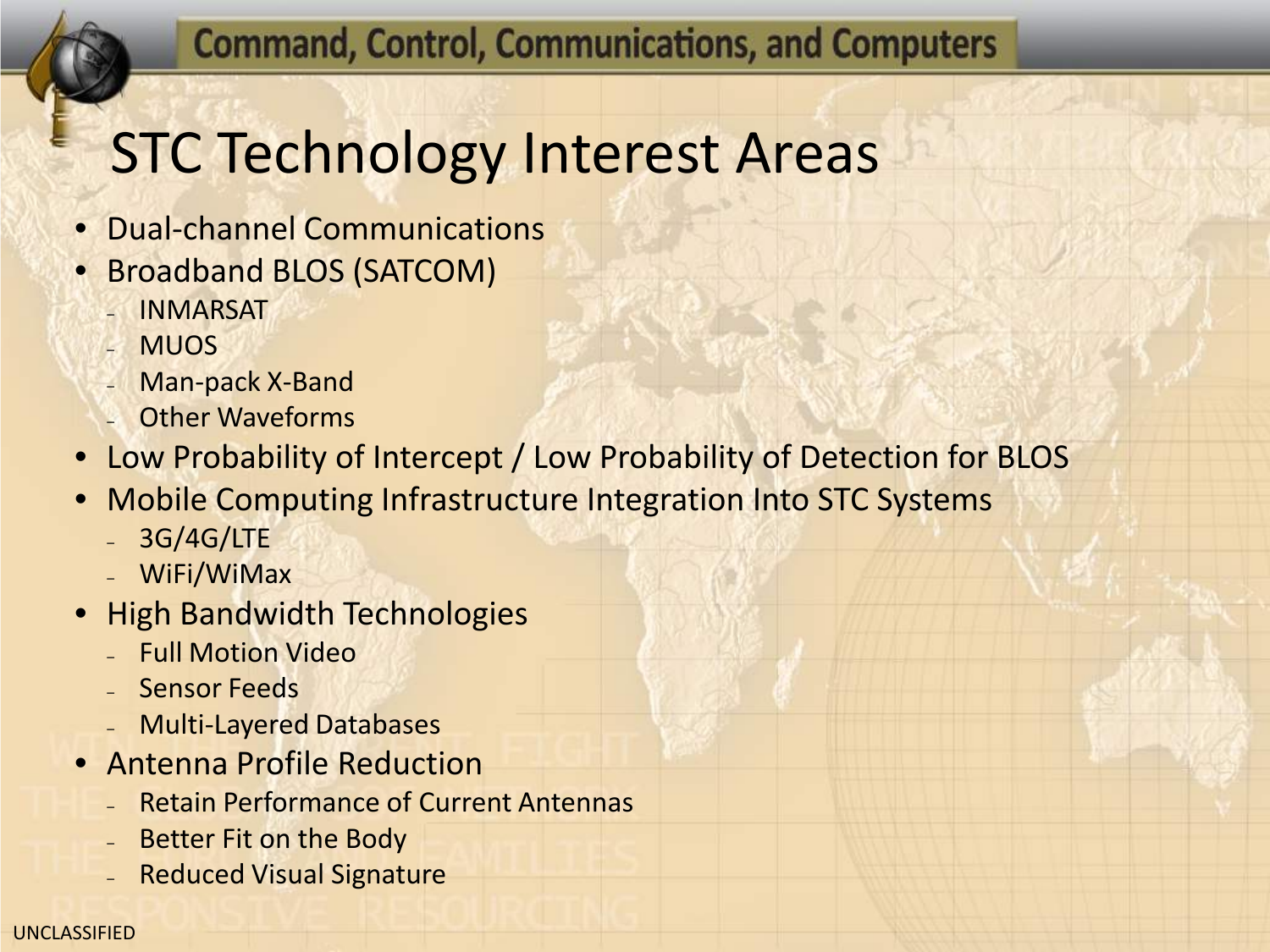# STC Technology Interest Areas

- Dual-channel Communications
- Broadband BLOS (SATCOM)
  - INMARSAT
  - MUOS
  - Man-pack X-Band
  - Other Waveforms
- Low Probability of Intercept / Low Probability of Detection for BLOS
- Mobile Computing Infrastructure Integration Into STC Systems
  - 3G/4G/LTE
  - WiFi/WiMax
- High Bandwidth Technologies
  - Full Motion Video
  - Sensor Feeds
  - Multi-Layered Databases
- Antenna Profile Reduction
  - Retain Performance of Current Antennas
  - Better Fit on the Body
  - Reduced Visual Signature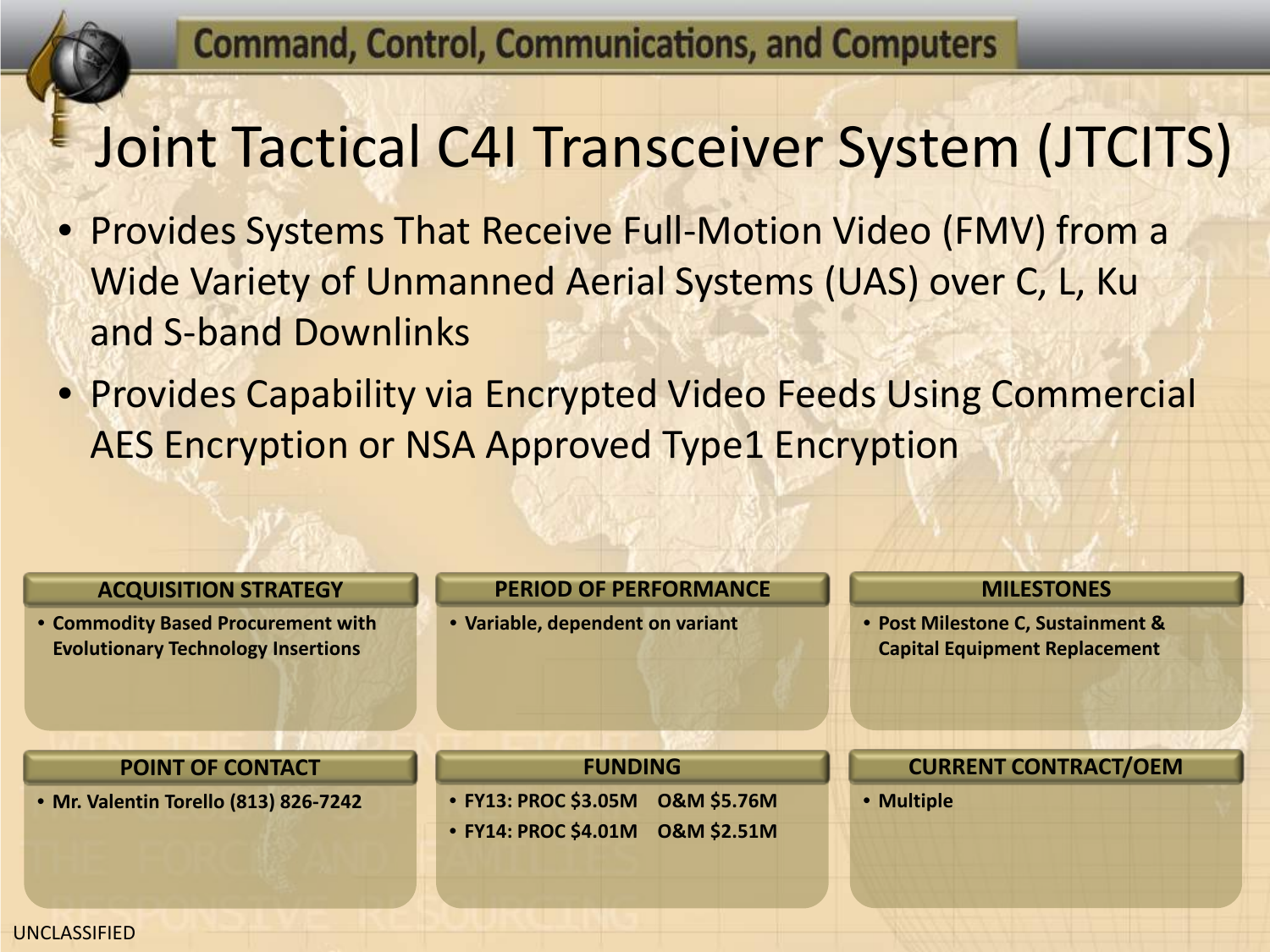# Joint Tactical C4I Transceiver System (JTCITS)

- Provides Systems That Receive Full-Motion Video (FMV) from a Wide Variety of Unmanned Aerial Systems (UAS) over C, L, Ku and S-band Downlinks
- Provides Capability via Encrypted Video Feeds Using Commercial AES Encryption or NSA Approved Type1 Encryption

### ACQUISITION STRATEGY

- **Commodity Based Procurement with Evolutionary Technology Insertions**

### PERIOD OF PERFORMANCE

- **Variable, dependent on variant**

### MILESTONES

- **Post Milestone C, Sustainment & Capital Equipment Replacement**

### POINT OF CONTACT

- **Mr. Valentin Torello (813) 826-7242**

### FUNDING

- **FY13: PROC $3.05M O&M $5.76M**
- **FY14: PROC $4.01M O&M $2.51M**

### CURRENT CONTRACT/OEM

- **Multiple**

UNCLASSIFIED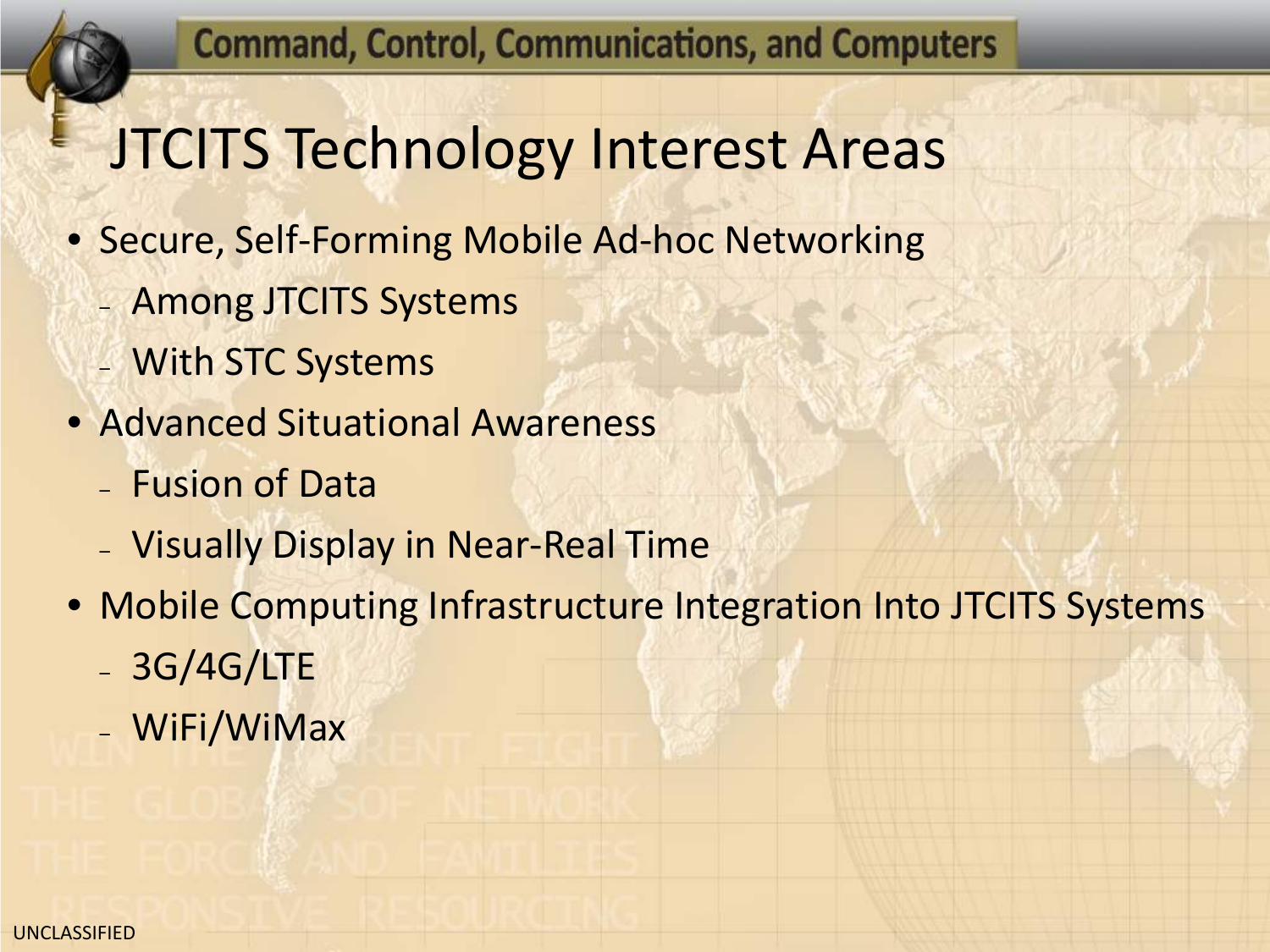# JTCITS Technology Interest Areas

- Secure, Self-Forming Mobile Ad-hoc Networking
  - Among JTCITS Systems
  - With STC Systems
- Advanced Situational Awareness
  - Fusion of Data
  - Visually Display in Near-Real Time
- Mobile Computing Infrastructure Integration Into JTCITS Systems
  - 3G/4G/LTE
  - WiFi/WiMax

UNCLASSIFIED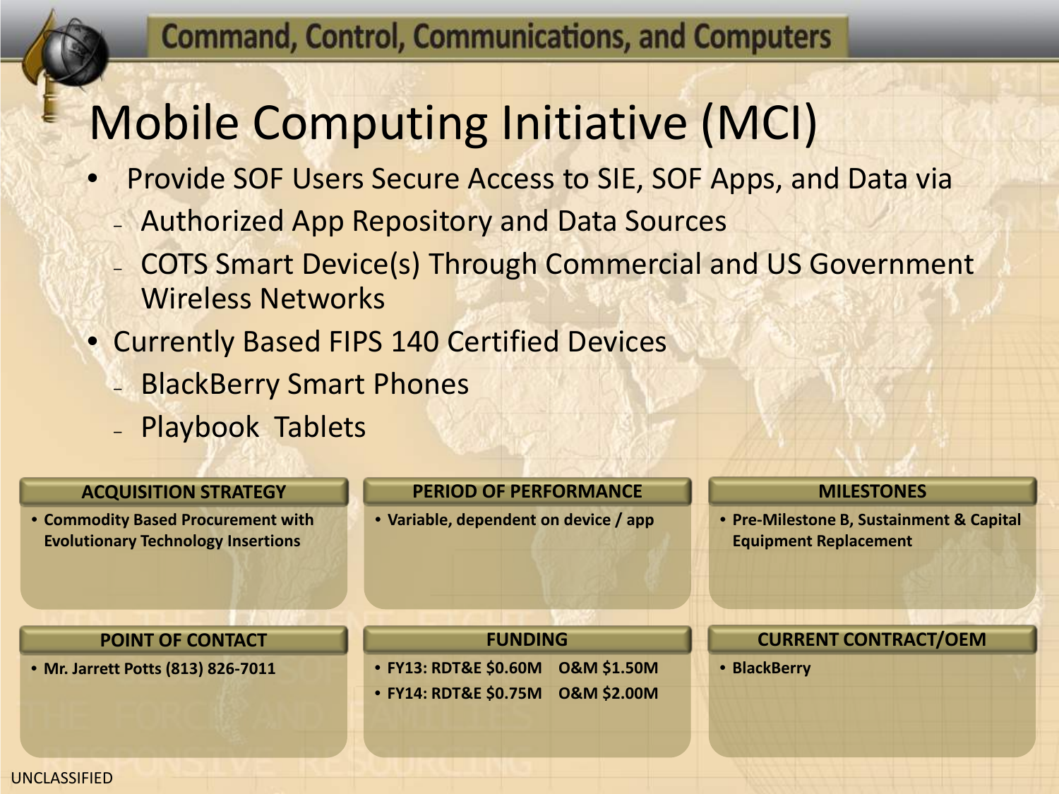# Mobile Computing Initiative (MCI)

- Provide SOF Users Secure Access to SIE, SOF Apps, and Data via
  - Authorized App Repository and Data Sources
  - COTS Smart Device(s) Through Commercial and US Government Wireless Networks
- Currently Based FIPS 140 Certified Devices
  - BlackBerry Smart Phones
  - Playbook Tablets

### ACQUISITION STRATEGY

- **Commodity Based Procurement with Evolutionary Technology Insertions**

### PERIOD OF PERFORMANCE

- **Variable, dependent on device / app**

### MILESTONES

- **Pre-Milestone B, Sustainment & Capital Equipment Replacement**

### POINT OF CONTACT

- **Mr. Jarrett Potts (813) 826-7011**

### FUNDING

- **FY13: RDT&E $0.60M O&M $1.50M**
- **FY14: RDT&E $0.75M O&M $2.00M**

### CURRENT CONTRACT/OEM

- **BlackBerry**

UNCLASSIFIED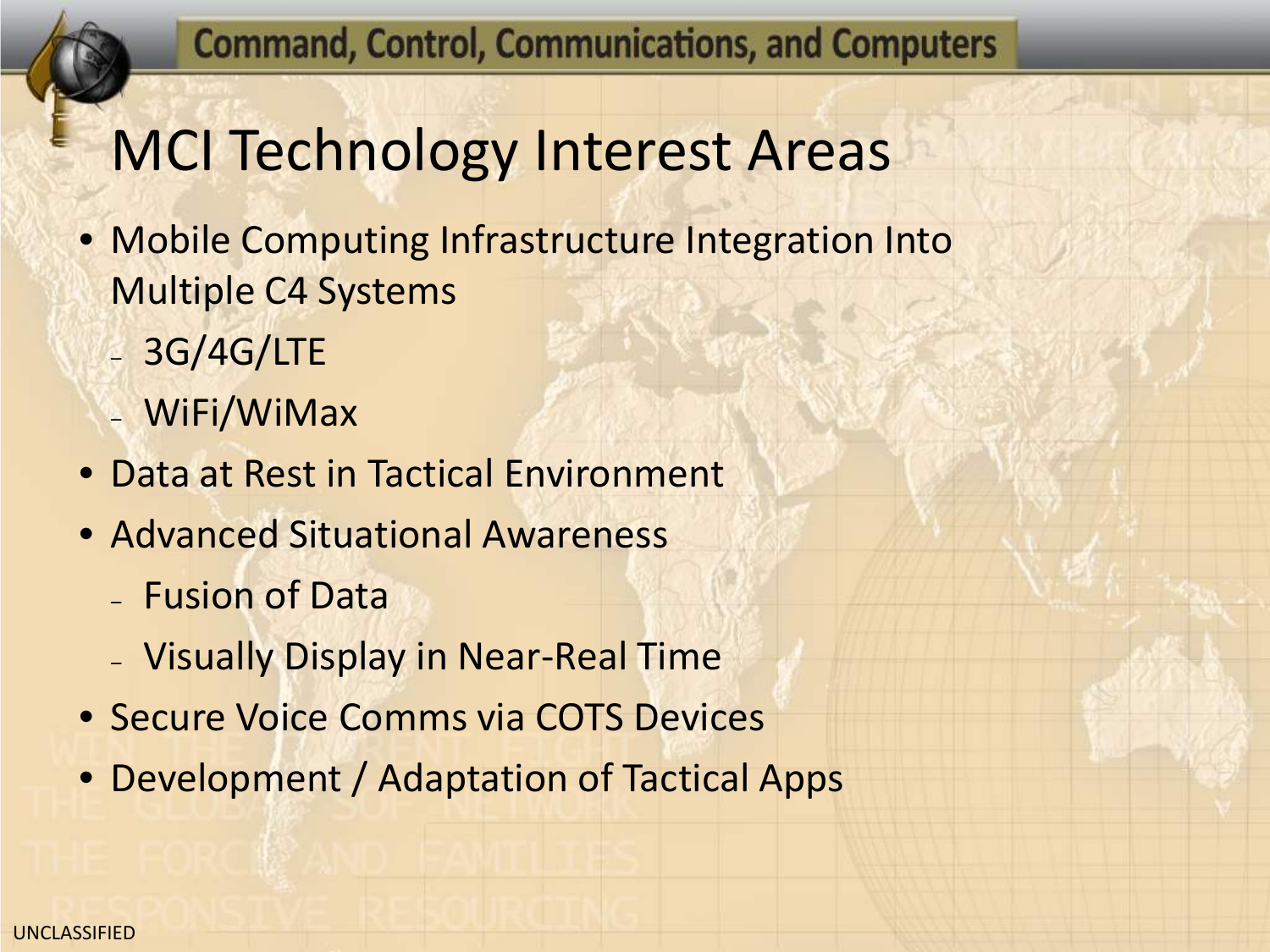# MCI Technology Interest Areas

- Mobile Computing Infrastructure Integration Into Multiple C4 Systems
  - 3G/4G/LTE
  - WiFi/WiMax
- Data at Rest in Tactical Environment
- Advanced Situational Awareness
  - Fusion of Data
  - Visually Display in Near-Real Time
- Secure Voice Comms via COTS Devices
- Development / Adaptation of Tactical Apps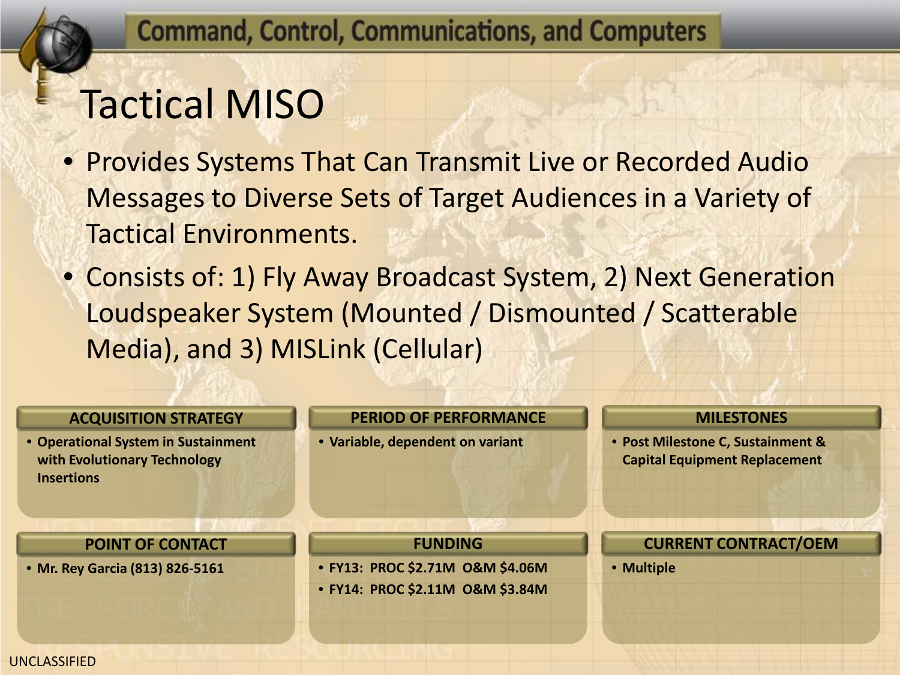Command, Control, Communications, and Computers

# Tactical MISO

- Provides Systems That Can Transmit Live or Recorded Audio Messages to Diverse Sets of Target Audiences in a Variety of Tactical Environments.
- Consists of: 1) Fly Away Broadcast System, 2) Next Generation Loudspeaker System (Mounted / Dismounted / Scatterable Media), and 3) MISLink (Cellular)

**ACQUISITION STRATEGY**

- **Operational System in Sustainment with Evolutionary Technology Insertions**

**PERIOD OF PERFORMANCE**

- **Variable, dependent on variant**

**MILESTONES**

- **Post Milestone C, Sustainment & Capital Equipment Replacement**

**POINT OF CONTACT**

- **Mr. Rey Garcia (813) 826-5161**

**FUNDING**

- **FY13: PROC $2.71M O&M $4.06M**
- **FY14: PROC $2.11M O&M $3.84M**

**CURRENT CONTRACT/OEM**

- **Multiple**

UNCLASSIFIED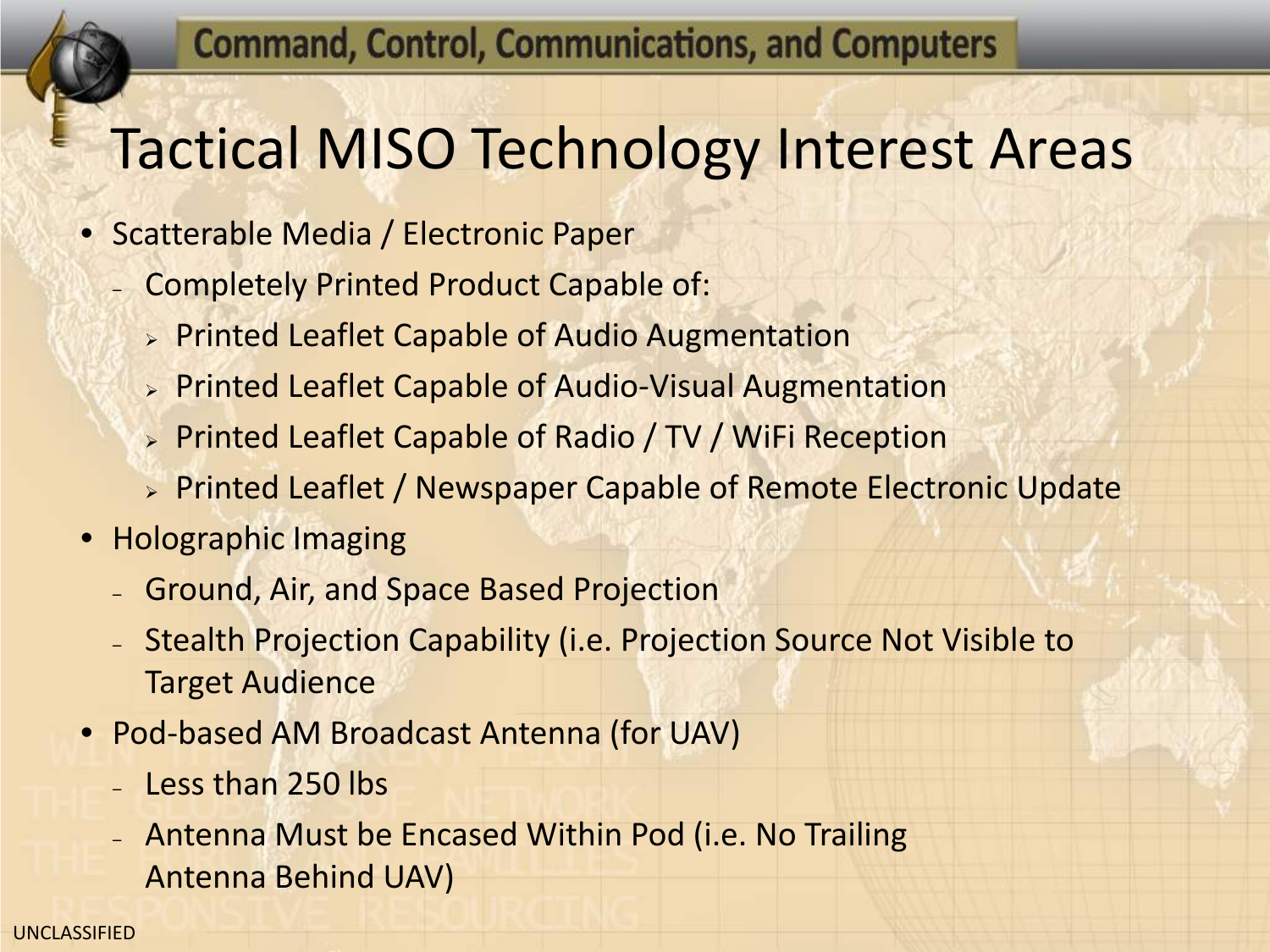# Tactical MISO Technology Interest Areas

- Scatterable Media / Electronic Paper
  - Completely Printed Product Capable of:
    - Printed Leaflet Capable of Audio Augmentation
    - Printed Leaflet Capable of Audio-Visual Augmentation
    - Printed Leaflet Capable of Radio / TV / WiFi Reception
    - Printed Leaflet / Newspaper Capable of Remote Electronic Update
- Holographic Imaging
  - Ground, Air, and Space Based Projection
  - Stealth Projection Capability (i.e. Projection Source Not Visible to Target Audience
- Pod-based AM Broadcast Antenna (for UAV)
  - Less than 250 lbs
  - Antenna Must be Encased Within Pod (i.e. No Trailing Antenna Behind UAV)

UNCLASSIFIED